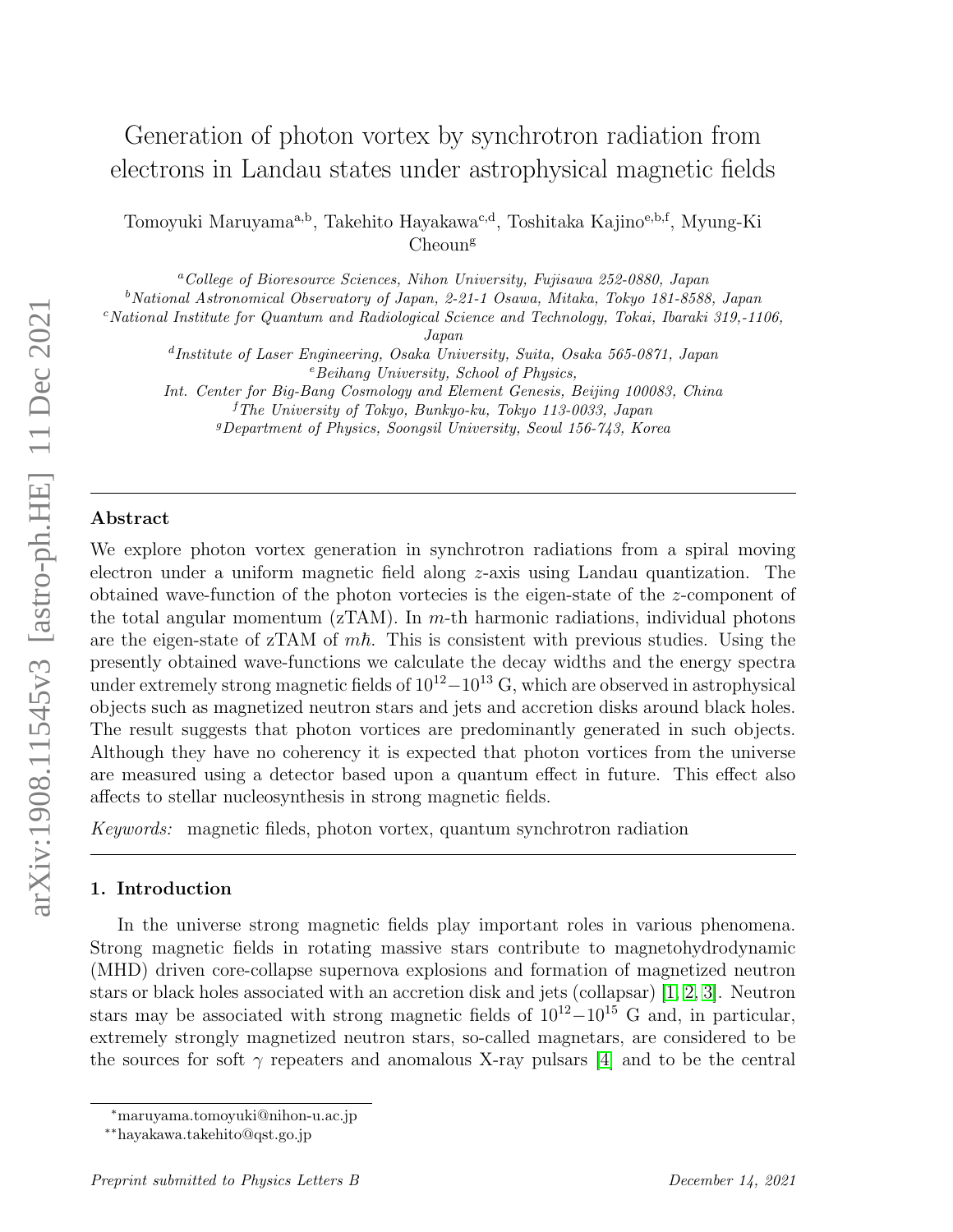# Generation of photon vortex by synchrotron radiation from electrons in Landau states under astrophysical magnetic fields

Tomoyuki Maruyama[a,b], Takehito Hayakawa[c,d], Toshitaka Kajino[e,b,f], Myung-Ki Cheoun[g]

[a] *College of Bioresource Sciences, Nihon University, Fujisawa 252-0880, Japan*
[b] *National Astronomical Observatory of Japan, 2-21-1 Osawa, Mitaka, Tokyo 181-8588, Japan*
[c] *National Institute for Quantum and Radiological Science and Technology, Tokai, Ibaraki 319,-1106, Japan*
[d] *Institute of Laser Engineering, Osaka University, Suita, Osaka 565-0871, Japan*
[e] *Beihang University, School of Physics, Int. Center for Big-Bang Cosmology and Element Genesis, Beijing 100083, China*
[f] *The University of Tokyo, Bunkyo-ku, Tokyo 113-0033, Japan*
[g] *Department of Physics, Soongsil University, Seoul 156-743, Korea*

## Abstract

We explore photon vortex generation in synchrotron radiations from a spiral moving electron under a uniform magnetic field along $z$-axis using Landau quantization. The obtained wave-function of the photon vortecies is the eigen-state of the $z$-component of the total angular momentum (zTAM). In $m$-th harmonic radiations, individual photons are the eigen-state of zTAM of $m\hbar$. This is consistent with previous studies. Using the presently obtained wave-functions we calculate the decay widths and the energy spectra under extremely strong magnetic fields of $10^{12}-10^{13}$ G, which are observed in astrophysical objects such as magnetized neutron stars and jets and accretion disks around black holes. The result suggests that photon vortices are predominantly generated in such objects. Although they have no coherency it is expected that photon vortices from the universe are measured using a detector based upon a quantum effect in future. This effect also affects to stellar nucleosynthesis in strong magnetic fields.

*Keywords:* magnetic fileds, photon vortex, quantum synchrotron radiation

## 1. Introduction

In the universe strong magnetic fields play important roles in various phenomena. Strong magnetic fields in rotating massive stars contribute to magnetohydrodynamic (MHD) driven core-collapse supernova explosions and formation of magnetized neutron stars or black holes associated with an accretion disk and jets (collapsar) [1, 2, 3]. Neutron stars may be associated with strong magnetic fields of $10^{12}-10^{15}$ G and, in particular, extremely strongly magnetized neutron stars, so-called magnetars, are considered to be the sources for soft $\gamma$ repeaters and anomalous X-ray pulsars [4] and to be the central

*maruyama.tomoyuki@nihon-u.ac.jp
**hayakawa.takehito@qst.go.jp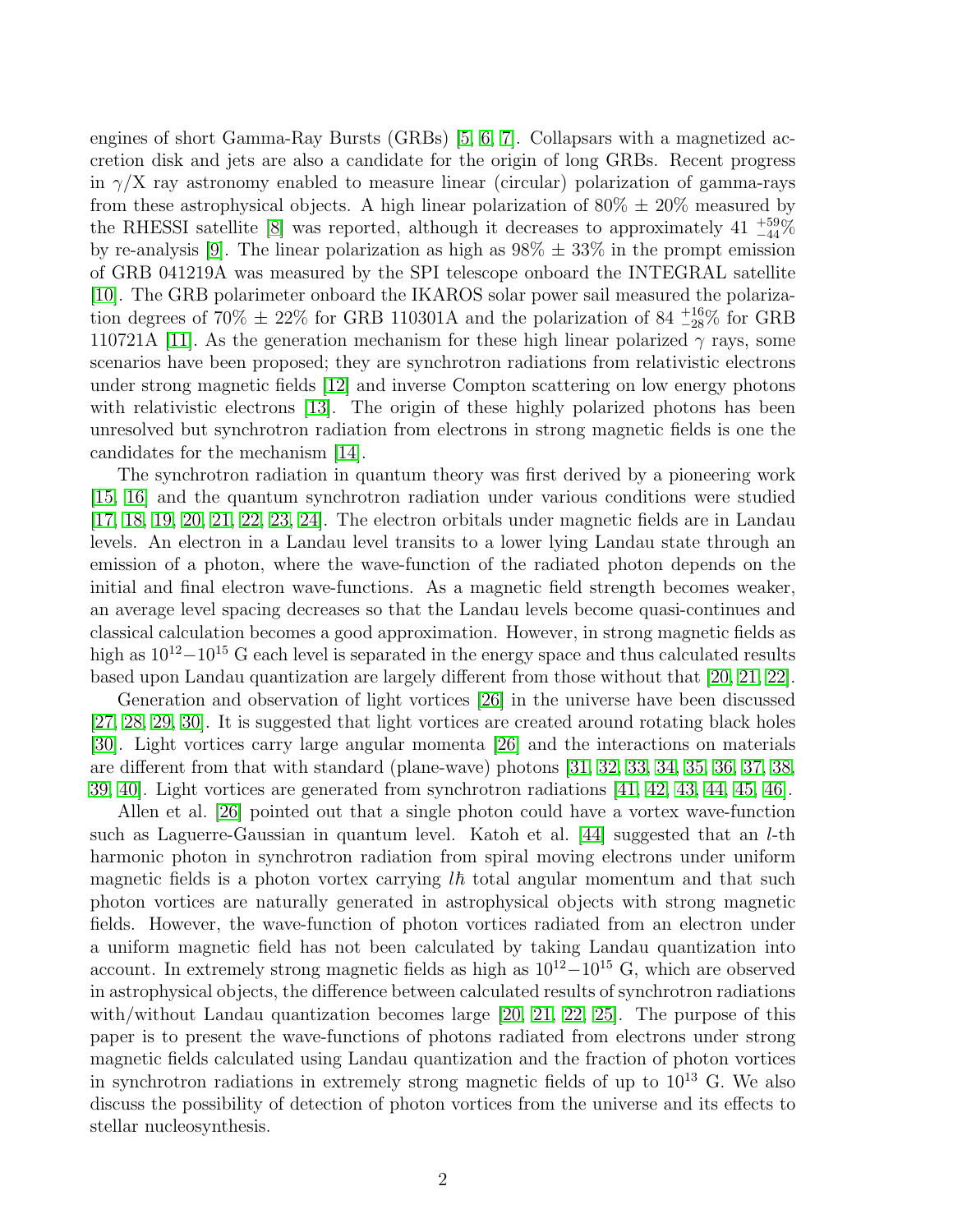engines of short Gamma-Ray Bursts (GRBs) [5, 6, 7]. Collapsars with a magnetized accretion disk and jets are also a candidate for the origin of long GRBs. Recent progress in $\gamma$/X ray astronomy enabled to measure linear (circular) polarization of gamma-rays from these astrophysical objects. A high linear polarization of 80% $\pm$ 20% measured by the RHESSI satellite [8] was reported, although it decreases to approximately 41 $^{+59}_{-44}$% by re-analysis [9]. The linear polarization as high as 98% $\pm$ 33% in the prompt emission of GRB 041219A was measured by the SPI telescope onboard the INTEGRAL satellite [10]. The GRB polarimeter onboard the IKAROS solar power sail measured the polarization degrees of 70% $\pm$ 22% for GRB 110301A and the polarization of 84 $^{+16}_{-28}$% for GRB 110721A [11]. As the generation mechanism for these high linear polarized $\gamma$ rays, some scenarios have been proposed; they are synchrotron radiations from relativistic electrons under strong magnetic fields [12] and inverse Compton scattering on low energy photons with relativistic electrons [13]. The origin of these highly polarized photons has been unresolved but synchrotron radiation from electrons in strong magnetic fields is one the candidates for the mechanism [14].

The synchrotron radiation in quantum theory was first derived by a pioneering work [15, 16] and the quantum synchrotron radiation under various conditions were studied [17, 18, 19, 20, 21, 22, 23, 24]. The electron orbitals under magnetic fields are in Landau levels. An electron in a Landau level transits to a lower lying Landau state through an emission of a photon, where the wave-function of the radiated photon depends on the initial and final electron wave-functions. As a magnetic field strength becomes weaker, an average level spacing decreases so that the Landau levels become quasi-continues and classical calculation becomes a good approximation. However, in strong magnetic fields as high as $10^{12}-10^{15}$ G each level is separated in the energy space and thus calculated results based upon Landau quantization are largely different from those without that [20, 21, 22].

Generation and observation of light vortices [26] in the universe have been discussed [27, 28, 29, 30]. It is suggested that light vortices are created around rotating black holes [30]. Light vortices carry large angular momenta [26] and the interactions on materials are different from that with standard (plane-wave) photons [31, 32, 33, 34, 35, 36, 37, 38, 39, 40]. Light vortices are generated from synchrotron radiations [41, 42, 43, 44, 45, 46].

Allen et al. [26] pointed out that a single photon could have a vortex wave-function such as Laguerre-Gaussian in quantum level. Katoh et al. [44] suggested that an $l$-th harmonic photon in synchrotron radiation from spiral moving electrons under uniform magnetic fields is a photon vortex carrying $l\hbar$ total angular momentum and that such photon vortices are naturally generated in astrophysical objects with strong magnetic fields. However, the wave-function of photon vortices radiated from an electron under a uniform magnetic field has not been calculated by taking Landau quantization into account. In extremely strong magnetic fields as high as $10^{12}-10^{15}$ G, which are observed in astrophysical objects, the difference between calculated results of synchrotron radiations with/without Landau quantization becomes large [20, 21, 22, 25]. The purpose of this paper is to present the wave-functions of photons radiated from electrons under strong magnetic fields calculated using Landau quantization and the fraction of photon vortices in synchrotron radiations in extremely strong magnetic fields of up to $10^{13}$ G. We also discuss the possibility of detection of photon vortices from the universe and its effects to stellar nucleosynthesis.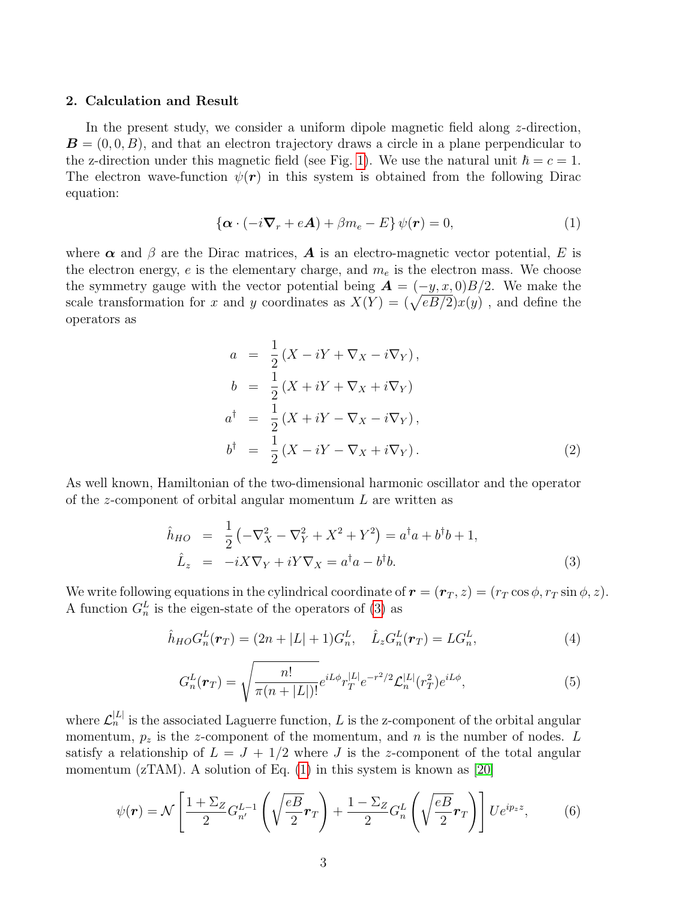## 2. Calculation and Result

In the present study, we consider a uniform dipole magnetic field along $z$-direction, $\boldsymbol{B} = (0, 0, B)$, and that an electron trajectory draws a circle in a plane perpendicular to the z-direction under this magnetic field (see Fig. 1). We use the natural unit $\hbar = c = 1$. The electron wave-function $\psi(\boldsymbol{r})$ in this system is obtained from the following Dirac equation:

$$\{\boldsymbol{\alpha} \cdot (-i\boldsymbol{\nabla}_r + e\boldsymbol{A}) + \beta m_e - E\} \psi(\boldsymbol{r}) = 0, \tag{1}$$

where $\boldsymbol{\alpha}$ and $\beta$ are the Dirac matrices, $\boldsymbol{A}$ is an electro-magnetic vector potential, $E$ is the electron energy, $e$ is the elementary charge, and $m_e$ is the electron mass. We choose the symmetry gauge with the vector potential being $\boldsymbol{A} = (-y, x, 0)B/2$. We make the scale transformation for $x$ and $y$ coordinates as $X(Y) = (\sqrt{eB/2})x(y)$ , and define the operators as

$$\begin{aligned}
a &= \frac{1}{2}\left(X - iY + \nabla_X - i\nabla_Y\right), \\
b &= \frac{1}{2}\left(X + iY + \nabla_X + i\nabla_Y\right) \\
a^\dagger &= \frac{1}{2}\left(X + iY - \nabla_X - i\nabla_Y\right), \\
b^\dagger &= \frac{1}{2}\left(X - iY - \nabla_X + i\nabla_Y\right).
\end{aligned} \tag{2}$$

As well known, Hamiltonian of the two-dimensional harmonic oscillator and the operator of the $z$-component of orbital angular momentum $L$ are written as

$$\begin{aligned}
\hat{h}_{HO} &= \frac{1}{2}\left(-\nabla_X^2 - \nabla_Y^2 + X^2 + Y^2\right) = a^\dagger a + b^\dagger b + 1, \\
\hat{L}_z &= -iX\nabla_Y + iY\nabla_X = a^\dagger a - b^\dagger b.
\end{aligned} \tag{3}$$

We write following equations in the cylindrical coordinate of $\boldsymbol{r} = (\boldsymbol{r}_T, z) = (r_T\cos\phi, r_T\sin\phi, z)$. A function $G_n^L$ is the eigen-state of the operators of (3) as

$$\hat{h}_{HO}G_n^L(\boldsymbol{r}_T) = (2n + |L| + 1)G_n^L, \quad \hat{L}_z G_n^L(\boldsymbol{r}_T) = LG_n^L, \tag{4}$$

$$G_n^L(\boldsymbol{r}_T) = \sqrt{\frac{n!}{\pi(n+|L|)!}} e^{iL\phi} r_T^{|L|} e^{-r^2/2} \mathcal{L}_n^{|L|}(r_T^2) e^{iL\phi}, \tag{5}$$

where $\mathcal{L}_n^{|L|}$ is the associated Laguerre function, $L$ is the z-component of the orbital angular momentum, $p_z$ is the $z$-component of the momentum, and $n$ is the number of nodes. $L$ satisfy a relationship of $L = J + 1/2$ where $J$ is the $z$-component of the total angular momentum (zTAM). A solution of Eq. (1) in this system is known as [20]

$$\psi(\boldsymbol{r}) = \mathcal{N}\left[\frac{1+\Sigma_Z}{2} G_{n'}^{L-1}\left(\sqrt{\frac{eB}{2}}\boldsymbol{r}_T\right) + \frac{1-\Sigma_Z}{2} G_n^L\left(\sqrt{\frac{eB}{2}}\boldsymbol{r}_T\right)\right] U e^{ip_z z}, \tag{6}$$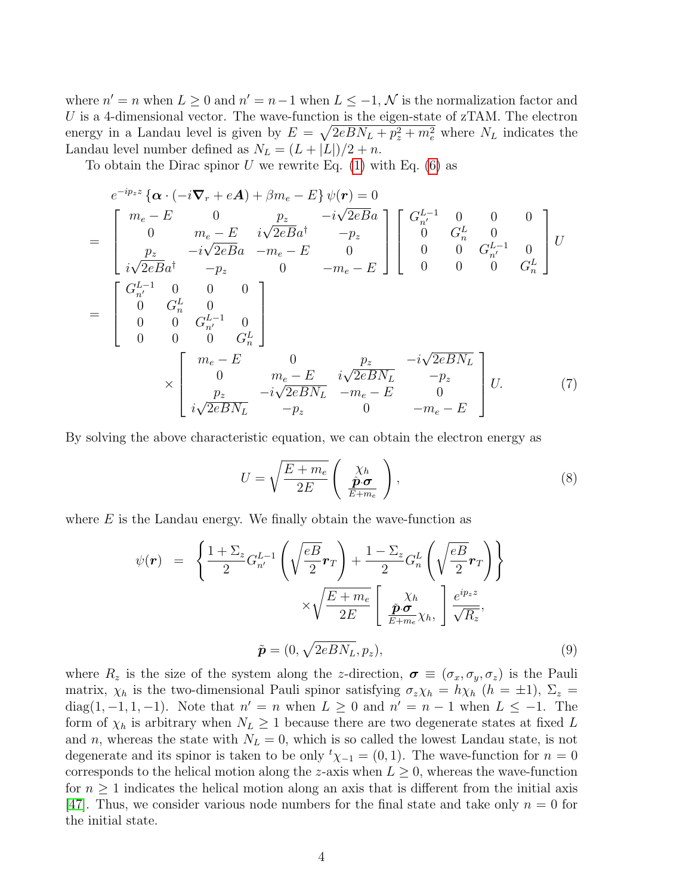where $n' = n$ when $L \geq 0$ and $n' = n-1$ when $L \leq -1$, $\mathcal{N}$ is the normalization factor and $U$ is a 4-dimensional vector. The wave-function is the eigen-state of zTAM. The electron energy in a Landau level is given by $E = \sqrt{2eBN_L + p_z^2 + m_e^2}$ where $N_L$ indicates the Landau level number defined as $N_L = (L + |L|)/2 + n$.

To obtain the Dirac spinor $U$ we rewrite Eq. (1) with Eq. (6) as

$$
\begin{aligned}
& e^{-ip_z z} \left\{ \boldsymbol{\alpha} \cdot (-i\boldsymbol{\nabla}_r + e\boldsymbol{A}) + \beta m_e - E \right\} \psi(\boldsymbol{r}) = 0 \\
&= \begin{bmatrix} m_e - E & 0 & p_z & -i\sqrt{2eB}a \\ 0 & m_e - E & i\sqrt{2eB}a^\dagger & -p_z \\ p_z & -i\sqrt{2eB}a & -m_e - E & 0 \\ i\sqrt{2eB}a^\dagger & -p_z & 0 & -m_e - E \end{bmatrix} \begin{bmatrix} G_{n'}^{L-1} & 0 & 0 & 0 \\ 0 & G_n^L & 0 & \\ 0 & 0 & G_{n'}^{L-1} & 0 \\ 0 & 0 & 0 & G_n^L \end{bmatrix} U \\
&= \begin{bmatrix} G_{n'}^{L-1} & 0 & 0 & 0 \\ 0 & G_n^L & 0 & \\ 0 & 0 & G_{n'}^{L-1} & 0 \\ 0 & 0 & 0 & G_n^L \end{bmatrix} \\
&\qquad \times \begin{bmatrix} m_e - E & 0 & p_z & -i\sqrt{2eBN_L} \\ 0 & m_e - E & i\sqrt{2eBN_L} & -p_z \\ p_z & -i\sqrt{2eBN_L} & -m_e - E & 0 \\ i\sqrt{2eBN_L} & -p_z & 0 & -m_e - E \end{bmatrix} U. \qquad (7)
\end{aligned}
$$

By solving the above characteristic equation, we can obtain the electron energy as

$$
U = \sqrt{\frac{E + m_e}{2E}} \begin{pmatrix} \chi_h \\ \frac{\tilde{\boldsymbol{p}} \cdot \boldsymbol{\sigma}}{E + m_e} \end{pmatrix}, \qquad (8)
$$

where $E$ is the Landau energy. We finally obtain the wave-function as

$$
\begin{aligned}
\psi(\boldsymbol{r}) &= \left\{ \frac{1 + \Sigma_z}{2} G_{n'}^{L-1}\left( \sqrt{\frac{eB}{2}} \boldsymbol{r}_T \right) + \frac{1 - \Sigma_z}{2} G_n^L \left( \sqrt{\frac{eB}{2}} \boldsymbol{r}_T \right) \right\} \\
&\qquad \times \sqrt{\frac{E + m_e}{2E}} \begin{bmatrix} \chi_h \\ \frac{\tilde{\boldsymbol{p}} \cdot \boldsymbol{\sigma}}{E + m_e} \chi_h, \end{bmatrix} \frac{e^{ip_z z}}{\sqrt{R_z}}, \\
\tilde{\boldsymbol{p}} &= (0, \sqrt{2eBN_L}, p_z), \qquad (9)
\end{aligned}
$$

where $R_z$ is the size of the system along the $z$-direction, $\boldsymbol{\sigma} \equiv (\sigma_x, \sigma_y, \sigma_z)$ is the Pauli matrix, $\chi_h$ is the two-dimensional Pauli spinor satisfying $\sigma_z \chi_h = h\chi_h$ $(h = \pm 1)$, $\Sigma_z = \mathrm{diag}(1, -1, 1, -1)$. Note that $n' = n$ when $L \geq 0$ and $n' = n - 1$ when $L \leq -1$. The form of $\chi_h$ is arbitrary when $N_L \geq 1$ because there are two degenerate states at fixed $L$ and $n$, whereas the state with $N_L = 0$, which is so called the lowest Landau state, is not degenerate and its spinor is taken to be only ${}^t\chi_{-1} = (0, 1)$. The wave-function for $n = 0$ corresponds to the helical motion along the $z$-axis when $L \geq 0$, whereas the wave-function for $n \geq 1$ indicates the helical motion along an axis that is different from the initial axis [47]. Thus, we consider various node numbers for the final state and take only $n = 0$ for the initial state.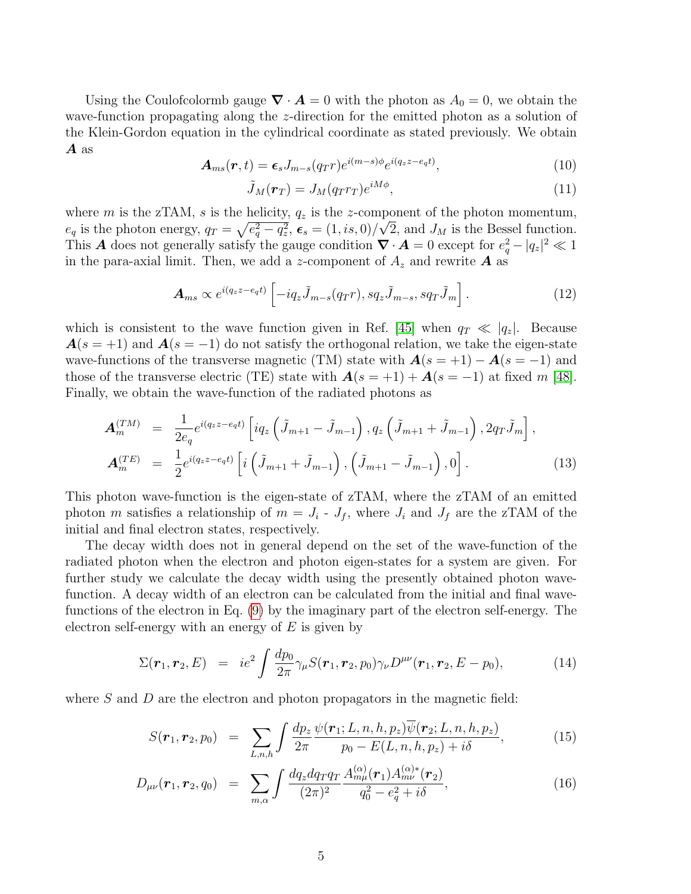Using the Coulofcolormb gauge $\boldsymbol{\nabla}\cdot\boldsymbol{A}=0$ with the photon as $A_0=0$, we obtain the wave-function propagating along the $z$-direction for the emitted photon as a solution of the Klein-Gordon equation in the cylindrical coordinate as stated previously. We obtain $\boldsymbol{A}$ as

$$
\boldsymbol{A}_{ms}(\boldsymbol{r},t)=\boldsymbol{\epsilon}_s J_{m-s}(q_T r)e^{i(m-s)\phi}e^{i(q_z z-e_q t)}, \tag{10}
$$

$$
\tilde{J}_M(\boldsymbol{r}_T)=J_M(q_T r_T)e^{iM\phi}, \tag{11}
$$

where $m$ is the zTAM, $s$ is the helicity, $q_z$ is the $z$-component of the photon momentum, $e_q$ is the photon energy, $q_T=\sqrt{e_q^2-q_z^2}$, $\boldsymbol{\epsilon}_s=(1,is,0)/\sqrt{2}$, and $J_M$ is the Bessel function. This $\boldsymbol{A}$ does not generally satisfy the gauge condition $\boldsymbol{\nabla}\cdot\boldsymbol{A}=0$ except for $e_q^2-|q_z|^2\ll 1$ in the para-axial limit. Then, we add a $z$-component of $A_z$ and rewrite $\boldsymbol{A}$ as

$$
\boldsymbol{A}_{ms}\propto e^{i(q_z z-e_q t)}\left[-iq_z\tilde{J}_{m-s}(q_T r),\, sq_z\tilde{J}_{m-s},\, sq_T\tilde{J}_m\right]. \tag{12}
$$

which is consistent to the wave function given in Ref. [45] when $q_T\ll|q_z|$. Because $\boldsymbol{A}(s=+1)$ and $\boldsymbol{A}(s=-1)$ do not satisfy the orthogonal relation, we take the eigen-state wave-functions of the transverse magnetic (TM) state with $\boldsymbol{A}(s=+1)-\boldsymbol{A}(s=-1)$ and those of the transverse electric (TE) state with $\boldsymbol{A}(s=+1)+\boldsymbol{A}(s=-1)$ at fixed $m$ [48]. Finally, we obtain the wave-function of the radiated photons as

$$
\begin{aligned}
\boldsymbol{A}_m^{(TM)} &= \frac{1}{2e_q}e^{i(q_z z-e_q t)}\left[iq_z\left(\tilde{J}_{m+1}-\tilde{J}_{m-1}\right),q_z\left(\tilde{J}_{m+1}+\tilde{J}_{m-1}\right),2q_T\tilde{J}_m\right],\\
\boldsymbol{A}_m^{(TE)} &= \frac{1}{2}e^{i(q_z z-e_q t)}\left[i\left(\tilde{J}_{m+1}+\tilde{J}_{m-1}\right),\left(\tilde{J}_{m+1}-\tilde{J}_{m-1}\right),0\right].
\end{aligned} \tag{13}
$$

This photon wave-function is the eigen-state of zTAM, where the zTAM of an emitted photon $m$ satisfies a relationship of $m=J_i$ - $J_f$, where $J_i$ and $J_f$ are the zTAM of the initial and final electron states, respectively.

The decay width does not in general depend on the set of the wave-function of the radiated photon when the electron and photon eigen-states for a system are given. For further study we calculate the decay width using the presently obtained photon wave-function. A decay width of an electron can be calculated from the initial and final wave-functions of the electron in Eq. (9) by the imaginary part of the electron self-energy. The electron self-energy with an energy of $E$ is given by

$$
\Sigma(\boldsymbol{r}_1,\boldsymbol{r}_2,E) = ie^2\int\frac{dp_0}{2\pi}\gamma_\mu S(\boldsymbol{r}_1,\boldsymbol{r}_2,p_0)\gamma_\nu D^{\mu\nu}(\boldsymbol{r}_1,\boldsymbol{r}_2,E-p_0), \tag{14}
$$

where $S$ and $D$ are the electron and photon propagators in the magnetic field:

$$
S(\boldsymbol{r}_1,\boldsymbol{r}_2,p_0) = \sum_{L,n,h}\int\frac{dp_z}{2\pi}\frac{\psi(\boldsymbol{r}_1;L,n,h,p_z)\overline{\psi}(\boldsymbol{r}_2;L,n,h,p_z)}{p_0-E(L,n,h,p_z)+i\delta}, \tag{15}
$$

$$
D_{\mu\nu}(\boldsymbol{r}_1,\boldsymbol{r}_2,q_0) = \sum_{m,\alpha}\int\frac{dq_z dq_T q_T}{(2\pi)^2}\frac{A_{m\mu}^{(\alpha)}(\boldsymbol{r}_1)A_{m\nu}^{(\alpha)*}(\boldsymbol{r}_2)}{q_0^2-e_q^2+i\delta}, \tag{16}
$$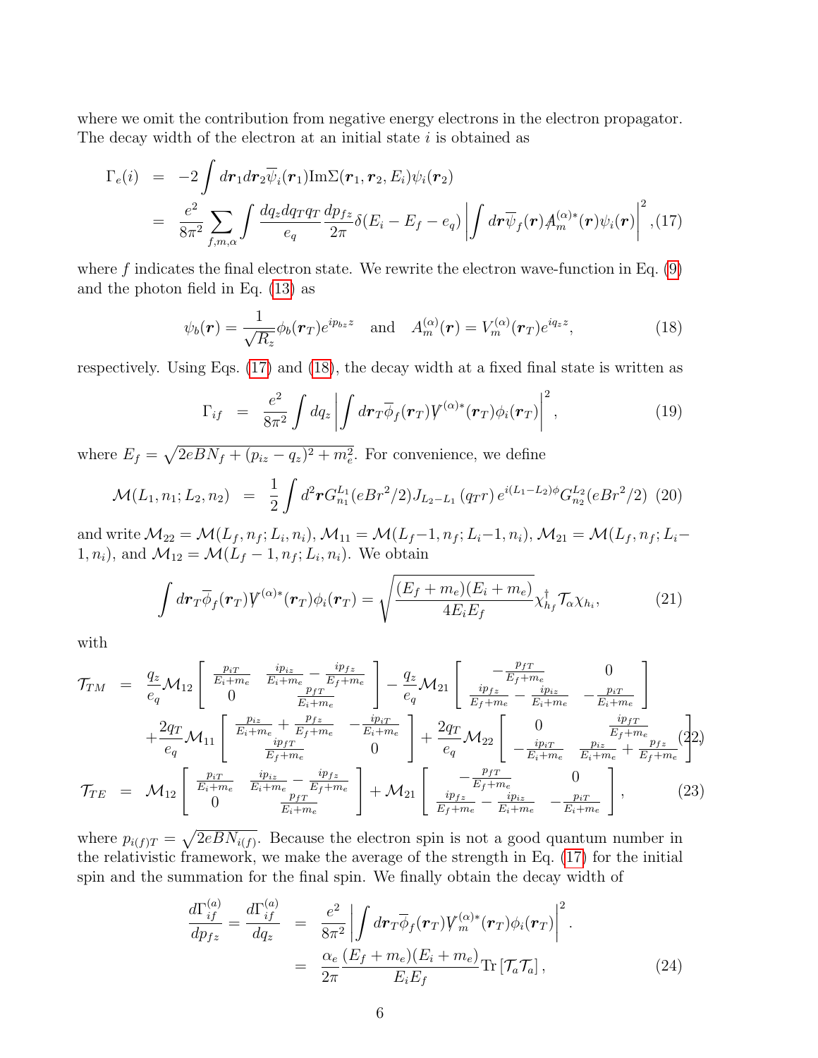where we omit the contribution from negative energy electrons in the electron propagator. The decay width of the electron at an initial state $i$ is obtained as

$$
\begin{aligned}
\Gamma_e(i) &= -2\int d\boldsymbol{r}_1 d\boldsymbol{r}_2 \overline{\psi}_i(\boldsymbol{r}_1)\mathrm{Im}\Sigma(\boldsymbol{r}_1,\boldsymbol{r}_2,E_i)\psi_i(\boldsymbol{r}_2) \\
&= \frac{e^2}{8\pi^2}\sum_{f,m,\alpha}\int \frac{dq_z dq_T q_T}{e_q}\frac{dp_{fz}}{2\pi}\delta(E_i-E_f-e_q)\left|\int d\boldsymbol{r}\overline{\psi}_f(\boldsymbol{r})\not{A}_m^{(\alpha)*}(\boldsymbol{r})\psi_i(\boldsymbol{r})\right|^2, \quad (17)
\end{aligned}
$$

where $f$ indicates the final electron state. We rewrite the electron wave-function in Eq. (9) and the photon field in Eq. (13) as

$$
\psi_b(\boldsymbol{r}) = \frac{1}{\sqrt{R_z}}\phi_b(\boldsymbol{r}_T)e^{ip_{bz}z} \quad \text{and} \quad A_m^{(\alpha)}(\boldsymbol{r}) = V_m^{(\alpha)}(\boldsymbol{r}_T)e^{iq_z z}, \tag{18}
$$

respectively. Using Eqs. (17) and (18), the decay width at a fixed final state is written as

$$
\Gamma_{if} = \frac{e^2}{8\pi^2}\int dq_z \left|\int d\boldsymbol{r}_T \overline{\phi}_f(\boldsymbol{r}_T)\not{V}^{(\alpha)*}(\boldsymbol{r}_T)\phi_i(\boldsymbol{r}_T)\right|^2, \tag{19}
$$

where $E_f = \sqrt{2eBN_f + (p_{iz}-q_z)^2 + m_e^2}$. For convenience, we define

$$
\mathcal{M}(L_1,n_1;L_2,n_2) = \frac{1}{2}\int d^2\boldsymbol{r} G_{n_1}^{L_1}(eBr^2/2)J_{L_2-L_1}(q_T r)\, e^{i(L_1-L_2)\phi}G_{n_2}^{L_2}(eBr^2/2) \tag{20}
$$

and write $\mathcal{M}_{22} = \mathcal{M}(L_f,n_f;L_i,n_i)$, $\mathcal{M}_{11} = \mathcal{M}(L_f-1,n_f;L_i-1,n_i)$, $\mathcal{M}_{21} = \mathcal{M}(L_f,n_f;L_i-1,n_i)$, and $\mathcal{M}_{12} = \mathcal{M}(L_f-1,n_f;L_i,n_i)$. We obtain

$$
\int d\boldsymbol{r}_T \overline{\phi}_f(\boldsymbol{r}_T)\not{V}^{(\alpha)*}(\boldsymbol{r}_T)\phi_i(\boldsymbol{r}_T) = \sqrt{\frac{(E_f+m_e)(E_i+m_e)}{4E_iE_f}}\chi_{h_f}^\dagger \mathcal{T}_\alpha \chi_{h_i}, \tag{21}
$$

with

$$
\begin{aligned}
\mathcal{T}_{TM} &= \frac{q_z}{e_q}\mathcal{M}_{12}\begin{bmatrix} \frac{p_{iT}}{E_i+m_e} & \frac{ip_{iz}}{E_i+m_e}-\frac{ip_{fz}}{E_f+m_e} \\ 0 & \frac{p_{fT}}{E_i+m_e}\end{bmatrix} - \frac{q_z}{e_q}\mathcal{M}_{21}\begin{bmatrix} -\frac{p_{fT}}{E_f+m_e} & 0 \\ \frac{ip_{fz}}{E_f+m_e}-\frac{ip_{iz}}{E_i+m_e} & -\frac{p_{iT}}{E_i+m_e}\end{bmatrix} \\
&+\frac{2q_T}{e_q}\mathcal{M}_{11}\begin{bmatrix} \frac{p_{iz}}{E_i+m_e}+\frac{p_{fz}}{E_f+m_e} & -\frac{ip_{iT}}{E_i+m_e} \\ \frac{ip_{fT}}{E_f+m_e} & 0\end{bmatrix} + \frac{2q_T}{e_q}\mathcal{M}_{22}\begin{bmatrix} 0 & \frac{ip_{fT}}{E_f+m_e} \\ -\frac{ip_{iT}}{E_i+m_e} & \frac{p_{iz}}{E_i+m_e}+\frac{p_{fz}}{E_f+m_e}\end{bmatrix} \quad (22) \\
\mathcal{T}_{TE} &= \mathcal{M}_{12}\begin{bmatrix} \frac{p_{iT}}{E_i+m_e} & \frac{ip_{iz}}{E_i+m_e}-\frac{ip_{fz}}{E_f+m_e} \\ 0 & \frac{p_{fT}}{E_i+m_e}\end{bmatrix} + \mathcal{M}_{21}\begin{bmatrix} -\frac{p_{fT}}{E_f+m_e} & 0 \\ \frac{ip_{fz}}{E_f+m_e}-\frac{ip_{iz}}{E_i+m_e} & -\frac{p_{iT}}{E_i+m_e}\end{bmatrix}, \quad (23)
\end{aligned}
$$

where $p_{i(f)T} = \sqrt{2eBN_{i(f)}}$. Because the electron spin is not a good quantum number in the relativistic framework, we make the average of the strength in Eq. (17) for the initial spin and the summation for the final spin. We finally obtain the decay width of

$$
\begin{aligned}
\frac{d\Gamma_{if}^{(a)}}{dp_{fz}} = \frac{d\Gamma_{if}^{(a)}}{dq_z} &= \frac{e^2}{8\pi^2}\left|\int d\boldsymbol{r}_T \overline{\phi}_f(\boldsymbol{r}_T)\not{V}_m^{(\alpha)*}(\boldsymbol{r}_T)\phi_i(\boldsymbol{r}_T)\right|^2. \\
&= \frac{\alpha_e}{2\pi}\frac{(E_f+m_e)(E_i+m_e)}{E_iE_f}\mathrm{Tr}\left[\mathcal{T}_a\mathcal{T}_a\right], \quad (24)
\end{aligned}
$$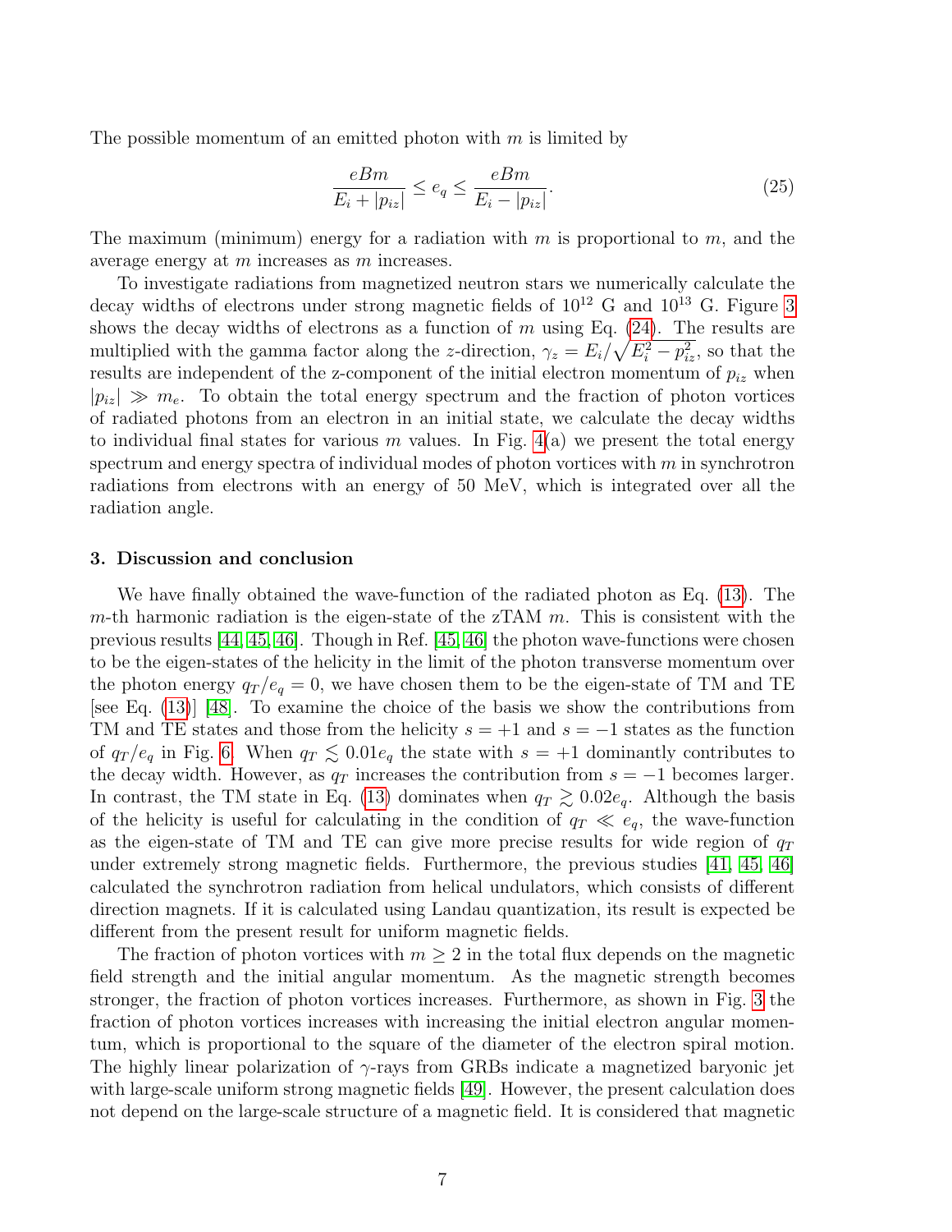The possible momentum of an emitted photon with $m$ is limited by

$$\frac{eBm}{E_i + |p_{iz}|} \leq e_q \leq \frac{eBm}{E_i - |p_{iz}|}. \tag{25}$$

The maximum (minimum) energy for a radiation with $m$ is proportional to $m$, and the average energy at $m$ increases as $m$ increases.

To investigate radiations from magnetized neutron stars we numerically calculate the decay widths of electrons under strong magnetic fields of $10^{12}$ G and $10^{13}$ G. Figure 3 shows the decay widths of electrons as a function of $m$ using Eq. (24). The results are multiplied with the gamma factor along the $z$-direction, $\gamma_z = E_i/\sqrt{E_i^2 - p_{iz}^2}$, so that the results are independent of the z-component of the initial electron momentum of $p_{iz}$ when $|p_{iz}| \gg m_e$. To obtain the total energy spectrum and the fraction of photon vortices of radiated photons from an electron in an initial state, we calculate the decay widths to individual final states for various $m$ values. In Fig. 4(a) we present the total energy spectrum and energy spectra of individual modes of photon vortices with $m$ in synchrotron radiations from electrons with an energy of 50 MeV, which is integrated over all the radiation angle.

## 3. Discussion and conclusion

We have finally obtained the wave-function of the radiated photon as Eq. (13). The $m$-th harmonic radiation is the eigen-state of the zTAM $m$. This is consistent with the previous results [44, 45, 46]. Though in Ref. [45, 46] the photon wave-functions were chosen to be the eigen-states of the helicity in the limit of the photon transverse momentum over the photon energy $q_T/e_q = 0$, we have chosen them to be the eigen-state of TM and TE [see Eq. (13)] [48]. To examine the choice of the basis we show the contributions from TM and TE states and those from the helicity $s = +1$ and $s = -1$ states as the function of $q_T/e_q$ in Fig. 6. When $q_T \lesssim 0.01 e_q$ the state with $s = +1$ dominantly contributes to the decay width. However, as $q_T$ increases the contribution from $s = -1$ becomes larger. In contrast, the TM state in Eq. (13) dominates when $q_T \gtrsim 0.02 e_q$. Although the basis of the helicity is useful for calculating in the condition of $q_T \ll e_q$, the wave-function as the eigen-state of TM and TE can give more precise results for wide region of $q_T$ under extremely strong magnetic fields. Furthermore, the previous studies [41, 45, 46] calculated the synchrotron radiation from helical undulators, which consists of different direction magnets. If it is calculated using Landau quantization, its result is expected be different from the present result for uniform magnetic fields.

The fraction of photon vortices with $m \geq 2$ in the total flux depends on the magnetic field strength and the initial angular momentum. As the magnetic strength becomes stronger, the fraction of photon vortices increases. Furthermore, as shown in Fig. 3 the fraction of photon vortices increases with increasing the initial electron angular momentum, which is proportional to the square of the diameter of the electron spiral motion. The highly linear polarization of $\gamma$-rays from GRBs indicate a magnetized baryonic jet with large-scale uniform strong magnetic fields [49]. However, the present calculation does not depend on the large-scale structure of a magnetic field. It is considered that magnetic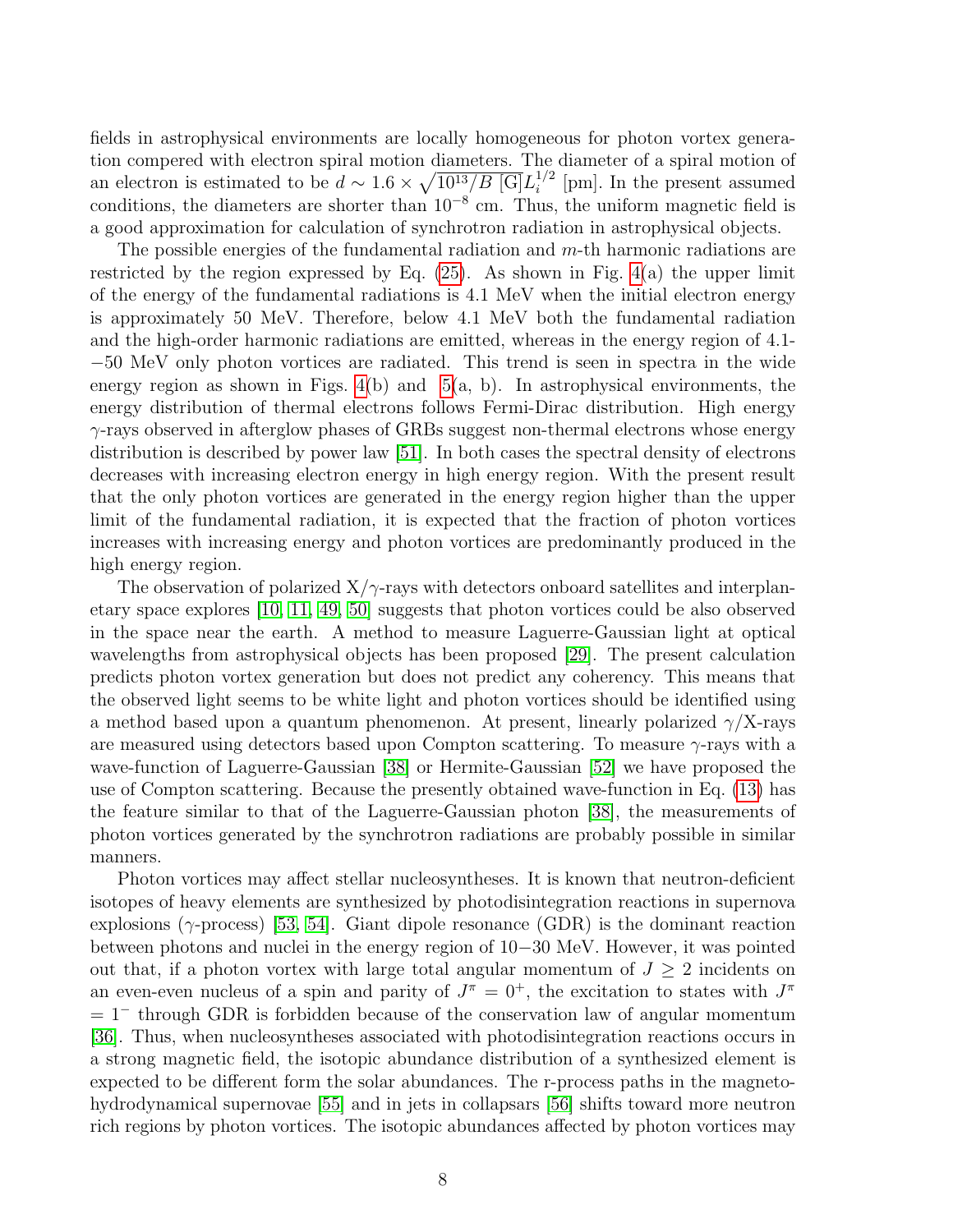fields in astrophysical environments are locally homogeneous for photon vortex generation compered with electron spiral motion diameters. The diameter of a spiral motion of an electron is estimated to be $d \sim 1.6 \times \sqrt{10^{13}/B\ [\mathrm{G}]} L_i^{1/2}$ [pm]. In the present assumed conditions, the diameters are shorter than $10^{-8}$ cm. Thus, the uniform magnetic field is a good approximation for calculation of synchrotron radiation in astrophysical objects.

The possible energies of the fundamental radiation and $m$-th harmonic radiations are restricted by the region expressed by Eq. (25). As shown in Fig. 4(a) the upper limit of the energy of the fundamental radiations is 4.1 MeV when the initial electron energy is approximately 50 MeV. Therefore, below 4.1 MeV both the fundamental radiation and the high-order harmonic radiations are emitted, whereas in the energy region of 4.1-−50 MeV only photon vortices are radiated. This trend is seen in spectra in the wide energy region as shown in Figs. 4(b) and 5(a, b). In astrophysical environments, the energy distribution of thermal electrons follows Fermi-Dirac distribution. High energy $\gamma$-rays observed in afterglow phases of GRBs suggest non-thermal electrons whose energy distribution is described by power law [51]. In both cases the spectral density of electrons decreases with increasing electron energy in high energy region. With the present result that the only photon vortices are generated in the energy region higher than the upper limit of the fundamental radiation, it is expected that the fraction of photon vortices increases with increasing energy and photon vortices are predominantly produced in the high energy region.

The observation of polarized X/$\gamma$-rays with detectors onboard satellites and interplanetary space explores [10, 11, 49, 50] suggests that photon vortices could be also observed in the space near the earth. A method to measure Laguerre-Gaussian light at optical wavelengths from astrophysical objects has been proposed [29]. The present calculation predicts photon vortex generation but does not predict any coherency. This means that the observed light seems to be white light and photon vortices should be identified using a method based upon a quantum phenomenon. At present, linearly polarized $\gamma$/X-rays are measured using detectors based upon Compton scattering. To measure $\gamma$-rays with a wave-function of Laguerre-Gaussian [38] or Hermite-Gaussian [52] we have proposed the use of Compton scattering. Because the presently obtained wave-function in Eq. (13) has the feature similar to that of the Laguerre-Gaussian photon [38], the measurements of photon vortices generated by the synchrotron radiations are probably possible in similar manners.

Photon vortices may affect stellar nucleosyntheses. It is known that neutron-deficient isotopes of heavy elements are synthesized by photodisintegration reactions in supernova explosions ($\gamma$-process) [53, 54]. Giant dipole resonance (GDR) is the dominant reaction between photons and nuclei in the energy region of 10−30 MeV. However, it was pointed out that, if a photon vortex with large total angular momentum of $J \geq 2$ incidents on an even-even nucleus of a spin and parity of $J^\pi = 0^+$, the excitation to states with $J^\pi = 1^-$ through GDR is forbidden because of the conservation law of angular momentum [36]. Thus, when nucleosyntheses associated with photodisintegration reactions occurs in a strong magnetic field, the isotopic abundance distribution of a synthesized element is expected to be different form the solar abundances. The r-process paths in the magneto-hydrodynamical supernovae [55] and in jets in collapsars [56] shifts toward more neutron rich regions by photon vortices. The isotopic abundances affected by photon vortices may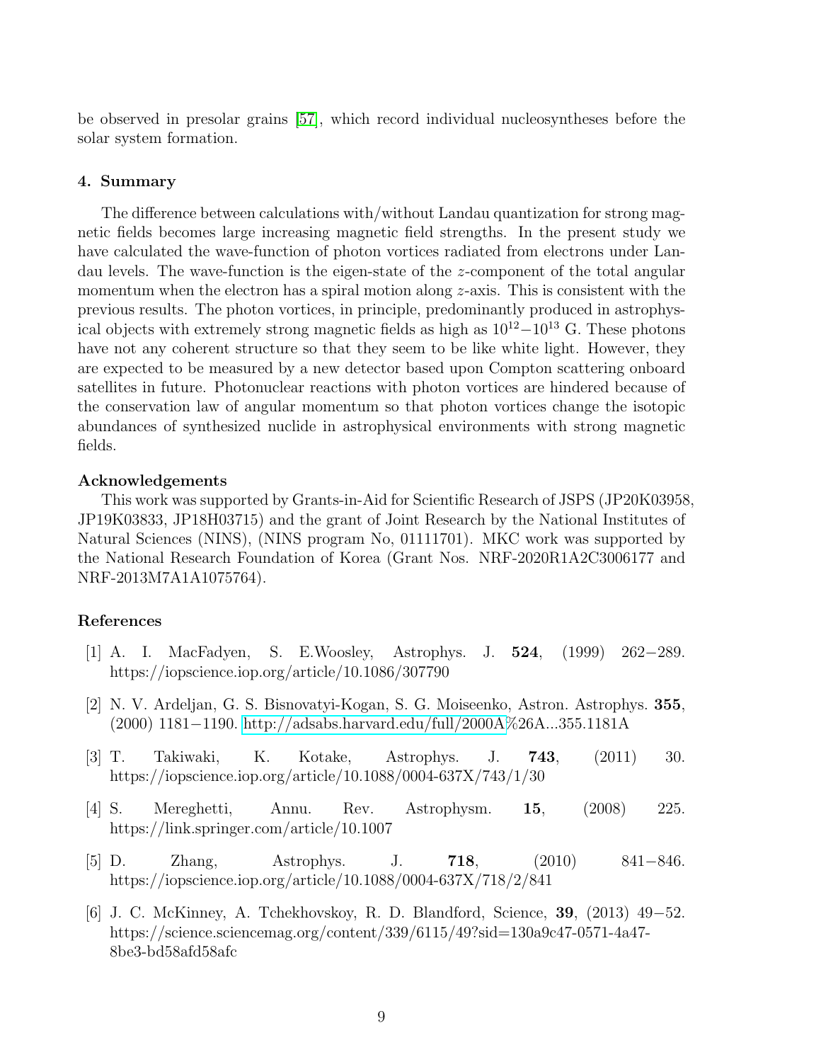be observed in presolar grains [57], which record individual nucleosyntheses before the solar system formation.

## 4. Summary

The difference between calculations with/without Landau quantization for strong magnetic fields becomes large increasing magnetic field strengths. In the present study we have calculated the wave-function of photon vortices radiated from electrons under Landau levels. The wave-function is the eigen-state of the $z$-component of the total angular momentum when the electron has a spiral motion along $z$-axis. This is consistent with the previous results. The photon vortices, in principle, predominantly produced in astrophysical objects with extremely strong magnetic fields as high as $10^{12}-10^{13}$ G. These photons have not any coherent structure so that they seem to be like white light. However, they are expected to be measured by a new detector based upon Compton scattering onboard satellites in future. Photonuclear reactions with photon vortices are hindered because of the conservation law of angular momentum so that photon vortices change the isotopic abundances of synthesized nuclide in astrophysical environments with strong magnetic fields.

### Acknowledgements

This work was supported by Grants-in-Aid for Scientific Research of JSPS (JP20K03958, JP19K03833, JP18H03715) and the grant of Joint Research by the National Institutes of Natural Sciences (NINS), (NINS program No, 01111701). MKC work was supported by the National Research Foundation of Korea (Grant Nos. NRF-2020R1A2C3006177 and NRF-2013M7A1A1075764).

## References

[1] A. I. MacFadyen, S. E.Woosley, Astrophys. J. **524**, (1999) 262−289. https://iopscience.iop.org/article/10.1086/307790

[2] N. V. Ardeljan, G. S. Bisnovatyi-Kogan, S. G. Moiseenko, Astron. Astrophys. **355**, (2000) 1181−1190. http://adsabs.harvard.edu/full/2000A%26A...355.1181A

[3] T. Takiwaki, K. Kotake, Astrophys. J. **743**, (2011) 30. https://iopscience.iop.org/article/10.1088/0004-637X/743/1/30

[4] S. Mereghetti, Annu. Rev. Astrophysm. **15**, (2008) 225. https://link.springer.com/article/10.1007

[5] D. Zhang, Astrophys. J. **718**, (2010) 841−846. https://iopscience.iop.org/article/10.1088/0004-637X/718/2/841

[6] J. C. McKinney, A. Tchekhovskoy, R. D. Blandford, Science, **39**, (2013) 49−52. https://science.sciencemag.org/content/339/6115/49?sid=130a9c47-0571-4a47-8be3-bd58afd58afc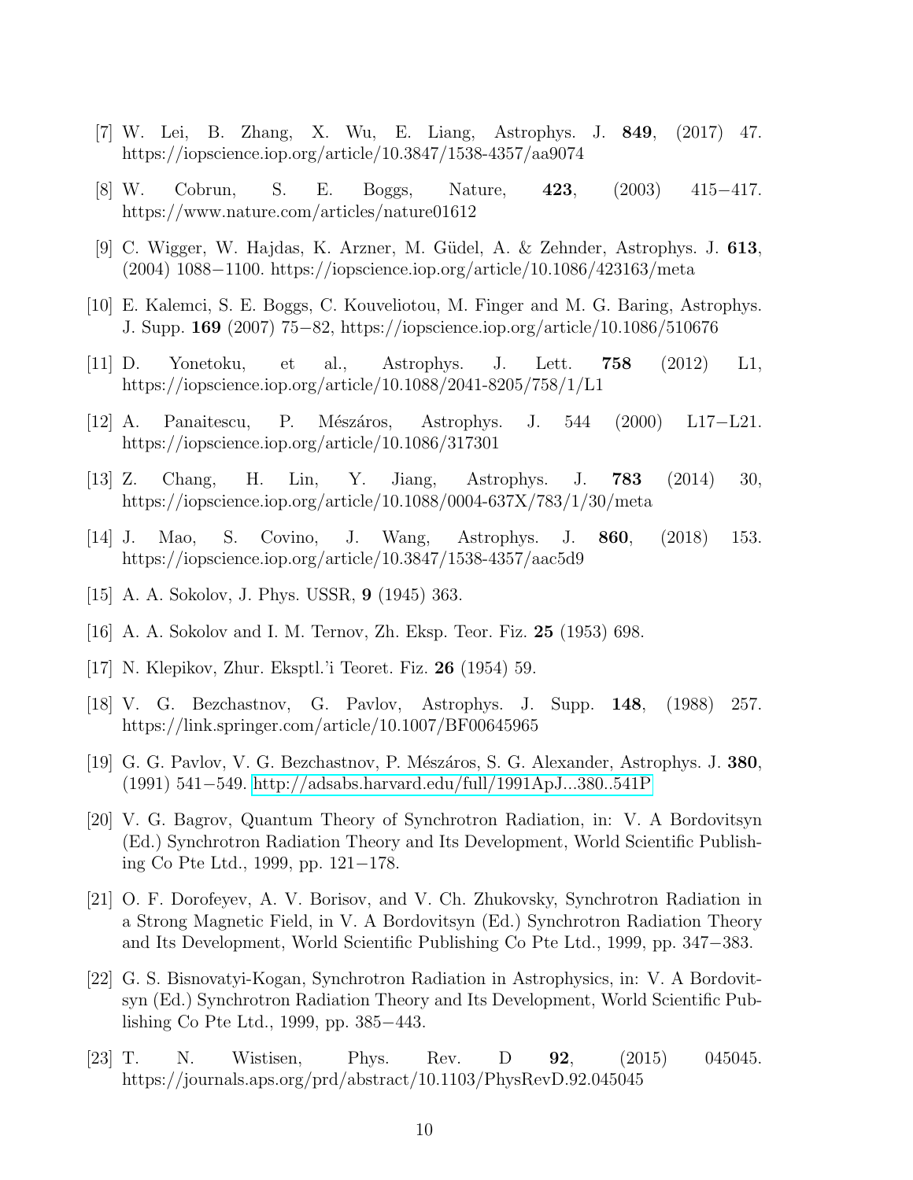[7] W. Lei, B. Zhang, X. Wu, E. Liang, Astrophys. J. **849**, (2017) 47. https://iopscience.iop.org/article/10.3847/1538-4357/aa9074

[8] W. Cobrun, S. E. Boggs, Nature, **423**, (2003) 415−417. https://www.nature.com/articles/nature01612

[9] C. Wigger, W. Hajdas, K. Arzner, M. Güdel, A. & Zehnder, Astrophys. J. **613**, (2004) 1088−1100. https://iopscience.iop.org/article/10.1086/423163/meta

[10] E. Kalemci, S. E. Boggs, C. Kouveliotou, M. Finger and M. G. Baring, Astrophys. J. Supp. **169** (2007) 75−82, https://iopscience.iop.org/article/10.1086/510676

[11] D. Yonetoku, et al., Astrophys. J. Lett. **758** (2012) L1, https://iopscience.iop.org/article/10.1088/2041-8205/758/1/L1

[12] A. Panaitescu, P. Mészáros, Astrophys. J. 544 (2000) L17−L21. https://iopscience.iop.org/article/10.1086/317301

[13] Z. Chang, H. Lin, Y. Jiang, Astrophys. J. **783** (2014) 30, https://iopscience.iop.org/article/10.1088/0004-637X/783/1/30/meta

[14] J. Mao, S. Covino, J. Wang, Astrophys. J. **860**, (2018) 153. https://iopscience.iop.org/article/10.3847/1538-4357/aac5d9

[15] A. A. Sokolov, J. Phys. USSR, **9** (1945) 363.

[16] A. A. Sokolov and I. M. Ternov, Zh. Eksp. Teor. Fiz. **25** (1953) 698.

[17] N. Klepikov, Zhur. Eksptl.'i Teoret. Fiz. **26** (1954) 59.

[18] V. G. Bezchastnov, G. Pavlov, Astrophys. J. Supp. **148**, (1988) 257. https://link.springer.com/article/10.1007/BF00645965

[19] G. G. Pavlov, V. G. Bezchastnov, P. Mészáros, S. G. Alexander, Astrophys. J. **380**, (1991) 541−549. http://adsabs.harvard.edu/full/1991ApJ...380..541P

[20] V. G. Bagrov, Quantum Theory of Synchrotron Radiation, in: V. A Bordovitsyn (Ed.) Synchrotron Radiation Theory and Its Development, World Scientific Publishing Co Pte Ltd., 1999, pp. 121−178.

[21] O. F. Dorofeyev, A. V. Borisov, and V. Ch. Zhukovsky, Synchrotron Radiation in a Strong Magnetic Field, in V. A Bordovitsyn (Ed.) Synchrotron Radiation Theory and Its Development, World Scientific Publishing Co Pte Ltd., 1999, pp. 347−383.

[22] G. S. Bisnovatyi-Kogan, Synchrotron Radiation in Astrophysics, in: V. A Bordovitsyn (Ed.) Synchrotron Radiation Theory and Its Development, World Scientific Publishing Co Pte Ltd., 1999, pp. 385−443.

[23] T. N. Wistisen, Phys. Rev. D **92**, (2015) 045045. https://journals.aps.org/prd/abstract/10.1103/PhysRevD.92.045045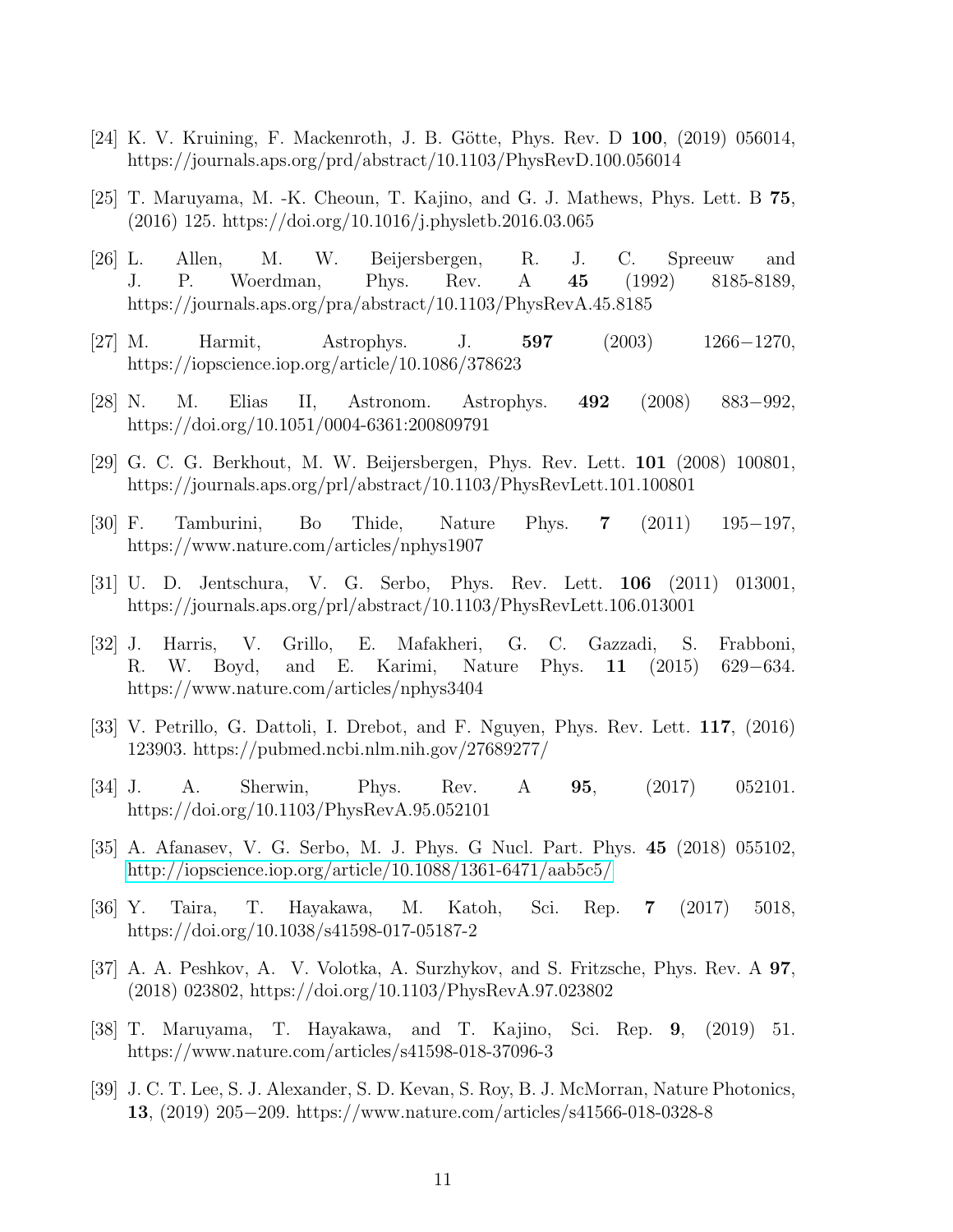[24] K. V. Kruining, F. Mackenroth, J. B. Götte, Phys. Rev. D **100**, (2019) 056014, https://journals.aps.org/prd/abstract/10.1103/PhysRevD.100.056014

[25] T. Maruyama, M. -K. Cheoun, T. Kajino, and G. J. Mathews, Phys. Lett. B **75**, (2016) 125. https://doi.org/10.1016/j.physletb.2016.03.065

[26] L. Allen, M. W. Beijersbergen, R. J. C. Spreeuw and J. P. Woerdman, Phys. Rev. A **45** (1992) 8185-8189, https://journals.aps.org/pra/abstract/10.1103/PhysRevA.45.8185

[27] M. Harmit, Astrophys. J. **597** (2003) 1266−1270, https://iopscience.iop.org/article/10.1086/378623

[28] N. M. Elias II, Astronom. Astrophys. **492** (2008) 883−992, https://doi.org/10.1051/0004-6361:200809791

[29] G. C. G. Berkhout, M. W. Beijersbergen, Phys. Rev. Lett. **101** (2008) 100801, https://journals.aps.org/prl/abstract/10.1103/PhysRevLett.101.100801

[30] F. Tamburini, Bo Thide, Nature Phys. **7** (2011) 195−197, https://www.nature.com/articles/nphys1907

[31] U. D. Jentschura, V. G. Serbo, Phys. Rev. Lett. **106** (2011) 013001, https://journals.aps.org/prl/abstract/10.1103/PhysRevLett.106.013001

[32] J. Harris, V. Grillo, E. Mafakheri, G. C. Gazzadi, S. Frabboni, R. W. Boyd, and E. Karimi, Nature Phys. **11** (2015) 629−634. https://www.nature.com/articles/nphys3404

[33] V. Petrillo, G. Dattoli, I. Drebot, and F. Nguyen, Phys. Rev. Lett. **117**, (2016) 123903. https://pubmed.ncbi.nlm.nih.gov/27689277/

[34] J. A. Sherwin, Phys. Rev. A **95**, (2017) 052101. https://doi.org/10.1103/PhysRevA.95.052101

[35] A. Afanasev, V. G. Serbo, M. J. Phys. G Nucl. Part. Phys. **45** (2018) 055102, http://iopscience.iop.org/article/10.1088/1361-6471/aab5c5/

[36] Y. Taira, T. Hayakawa, M. Katoh, Sci. Rep. **7** (2017) 5018, https://doi.org/10.1038/s41598-017-05187-2

[37] A. A. Peshkov, A. V. Volotka, A. Surzhykov, and S. Fritzsche, Phys. Rev. A **97**, (2018) 023802, https://doi.org/10.1103/PhysRevA.97.023802

[38] T. Maruyama, T. Hayakawa, and T. Kajino, Sci. Rep. **9**, (2019) 51. https://www.nature.com/articles/s41598-018-37096-3

[39] J. C. T. Lee, S. J. Alexander, S. D. Kevan, S. Roy, B. J. McMorran, Nature Photonics, **13**, (2019) 205−209. https://www.nature.com/articles/s41566-018-0328-8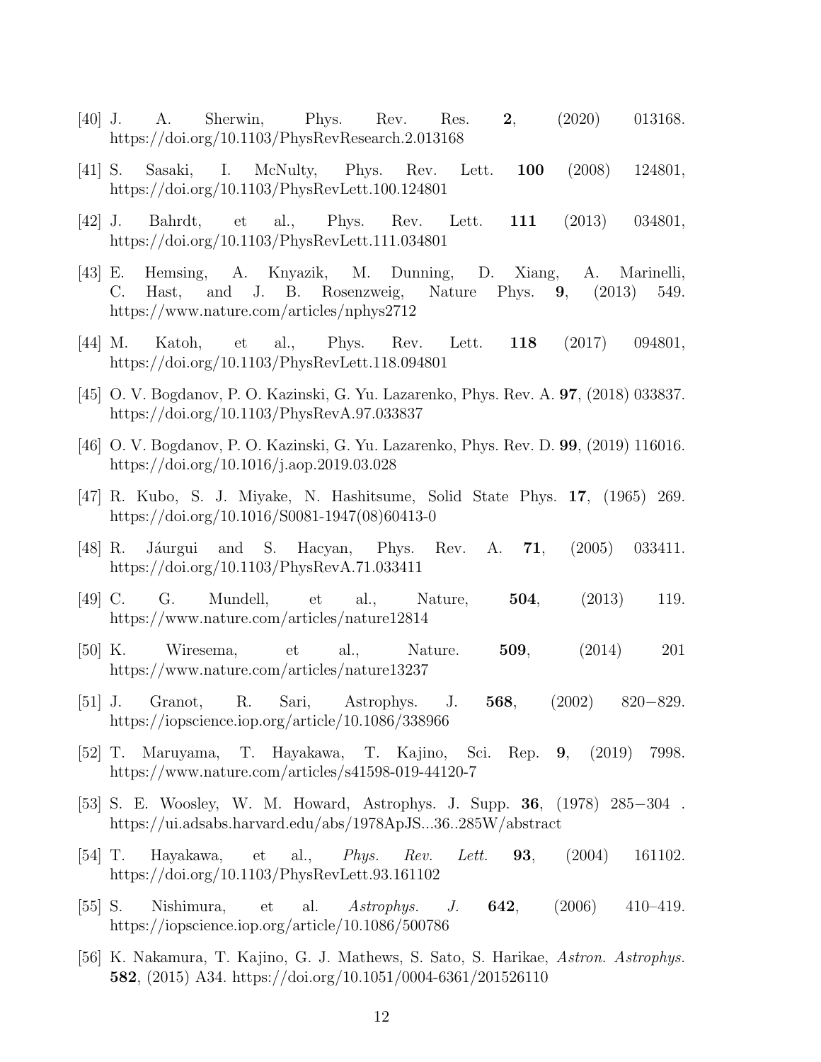[40] J. A. Sherwin, Phys. Rev. Res. **2**, (2020) 013168. https://doi.org/10.1103/PhysRevResearch.2.013168

[41] S. Sasaki, I. McNulty, Phys. Rev. Lett. **100** (2008) 124801, https://doi.org/10.1103/PhysRevLett.100.124801

[42] J. Bahrdt, et al., Phys. Rev. Lett. **111** (2013) 034801, https://doi.org/10.1103/PhysRevLett.111.034801

[43] E. Hemsing, A. Knyazik, M. Dunning, D. Xiang, A. Marinelli, C. Hast, and J. B. Rosenzweig, Nature Phys. **9**, (2013) 549. https://www.nature.com/articles/nphys2712

[44] M. Katoh, et al., Phys. Rev. Lett. **118** (2017) 094801, https://doi.org/10.1103/PhysRevLett.118.094801

[45] O. V. Bogdanov, P. O. Kazinski, G. Yu. Lazarenko, Phys. Rev. A. **97**, (2018) 033837. https://doi.org/10.1103/PhysRevA.97.033837

[46] O. V. Bogdanov, P. O. Kazinski, G. Yu. Lazarenko, Phys. Rev. D. **99**, (2019) 116016. https://doi.org/10.1016/j.aop.2019.03.028

[47] R. Kubo, S. J. Miyake, N. Hashitsume, Solid State Phys. **17**, (1965) 269. https://doi.org/10.1016/S0081-1947(08)60413-0

[48] R. Jáurgui and S. Hacyan, Phys. Rev. A. **71**, (2005) 033411. https://doi.org/10.1103/PhysRevA.71.033411

[49] C. G. Mundell, et al., Nature, **504**, (2013) 119. https://www.nature.com/articles/nature12814

[50] K. Wiresema, et al., Nature. **509**, (2014) 201 https://www.nature.com/articles/nature13237

[51] J. Granot, R. Sari, Astrophys. J. **568**, (2002) 820−829. https://iopscience.iop.org/article/10.1086/338966

[52] T. Maruyama, T. Hayakawa, T. Kajino, Sci. Rep. **9**, (2019) 7998. https://www.nature.com/articles/s41598-019-44120-7

[53] S. E. Woosley, W. M. Howard, Astrophys. J. Supp. **36**, (1978) 285−304 . https://ui.adsabs.harvard.edu/abs/1978ApJS...36..285W/abstract

[54] T. Hayakawa, et al., *Phys. Rev. Lett.* **93**, (2004) 161102. https://doi.org/10.1103/PhysRevLett.93.161102

[55] S. Nishimura, et al. *Astrophys. J.* **642**, (2006) 410–419. https://iopscience.iop.org/article/10.1086/500786

[56] K. Nakamura, T. Kajino, G. J. Mathews, S. Sato, S. Harikae, *Astron. Astrophys.* **582**, (2015) A34. https://doi.org/10.1051/0004-6361/201526110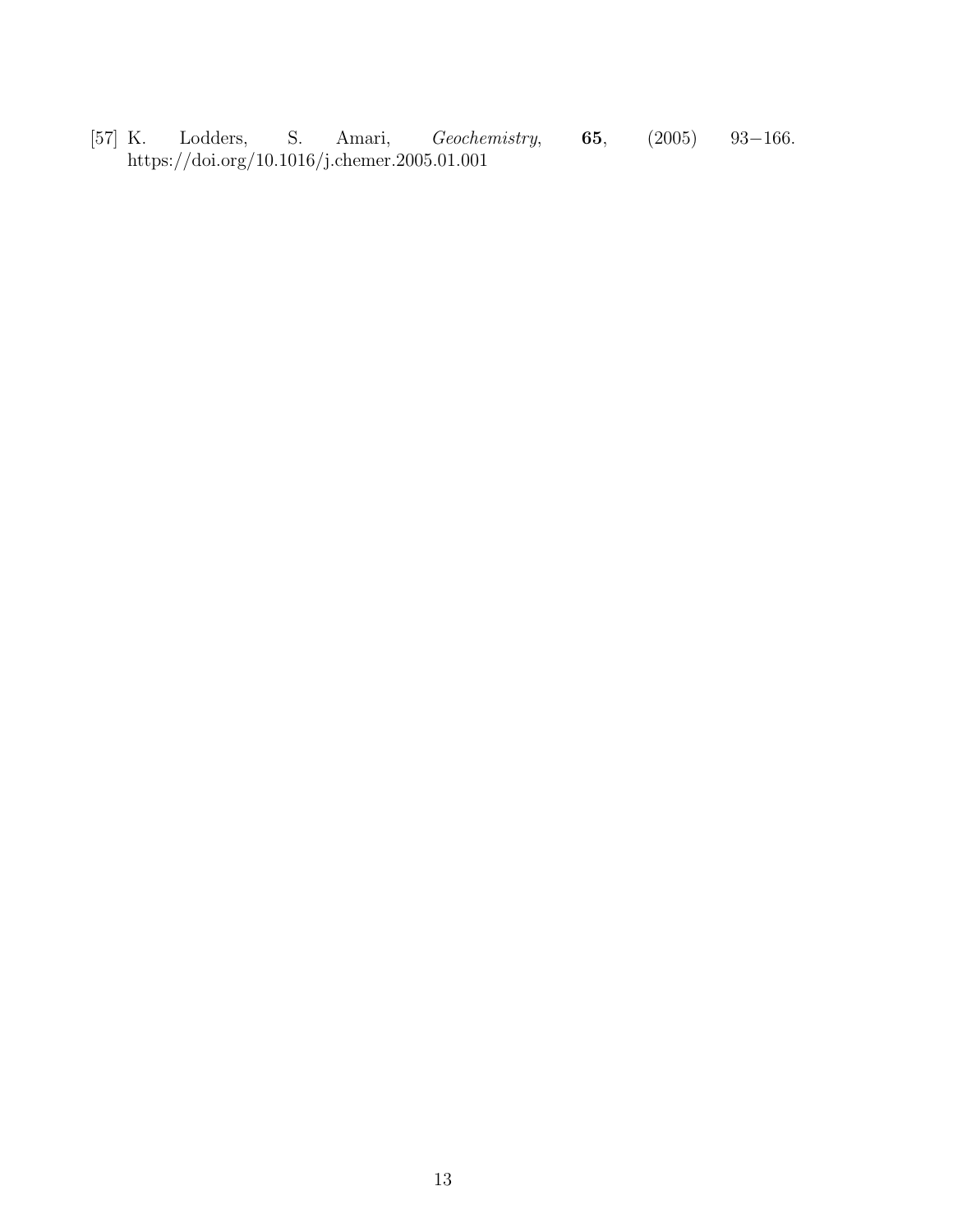[57] K. Lodders, S. Amari, *Geochemistry,* **65**, (2005) 93−166. https://doi.org/10.1016/j.chemer.2005.01.001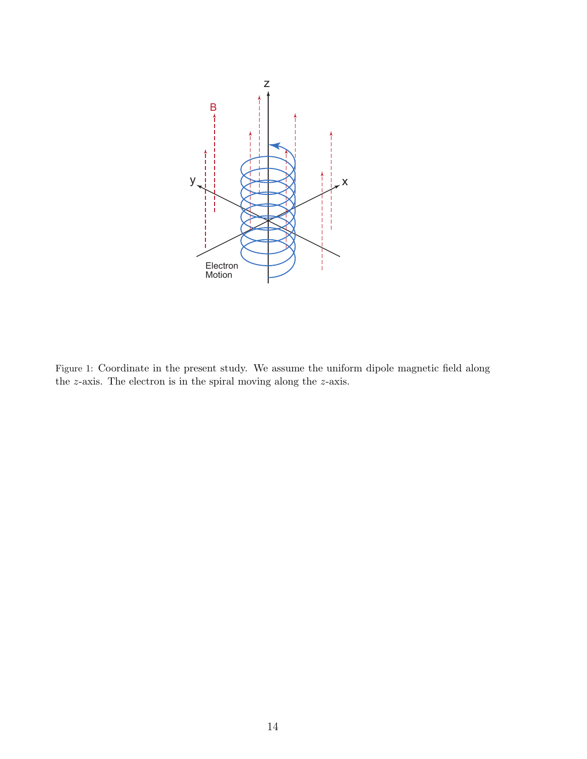Figure 1: Coordinate in the present study. We assume the uniform dipole magnetic field along the $z$-axis. The electron is in the spiral moving along the $z$-axis.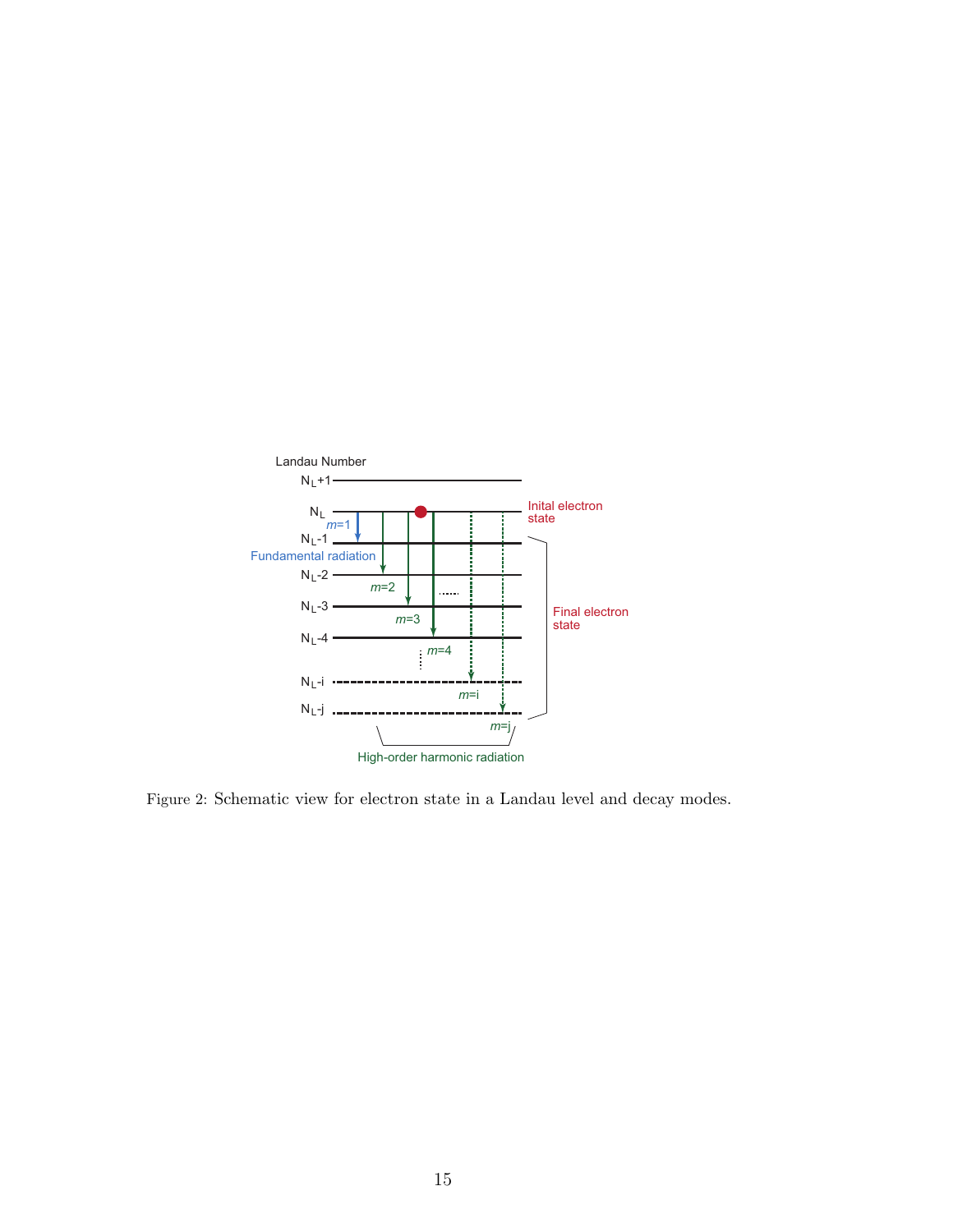Figure 2: Schematic view for electron state in a Landau level and decay modes.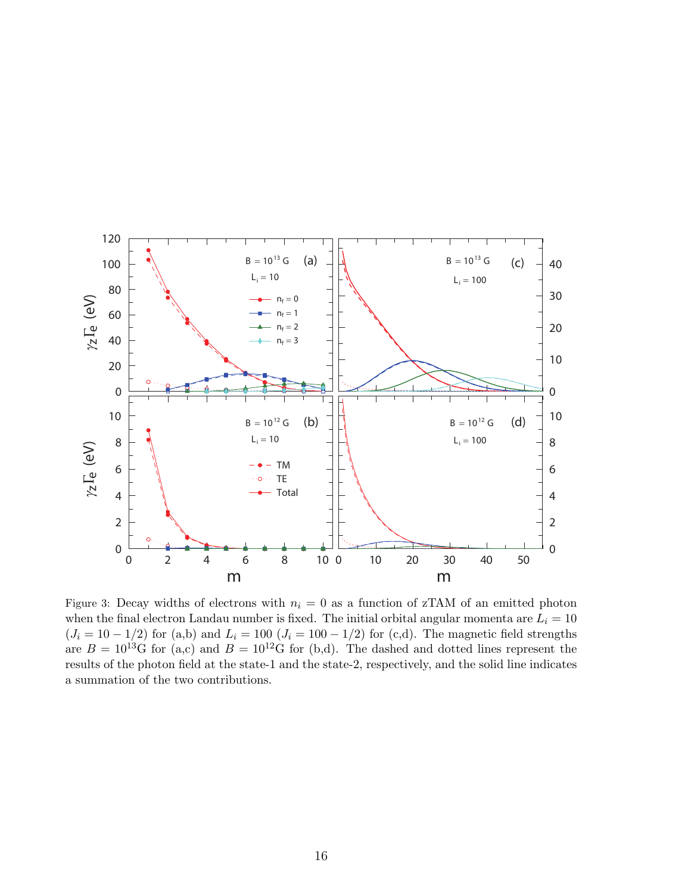Figure 3: Decay widths of electrons with $n_i = 0$ as a function of zTAM of an emitted photon when the final electron Landau number is fixed. The initial orbital angular momenta are $L_i = 10$ ($J_i = 10 - 1/2$) for (a,b) and $L_i = 100$ ($J_i = 100 - 1/2$) for (c,d). The magnetic field strengths are $B = 10^{13}$G for (a,c) and $B = 10^{12}$G for (b,d). The dashed and dotted lines represent the results of the photon field at the state-1 and the state-2, respectively, and the solid line indicates a summation of the two contributions.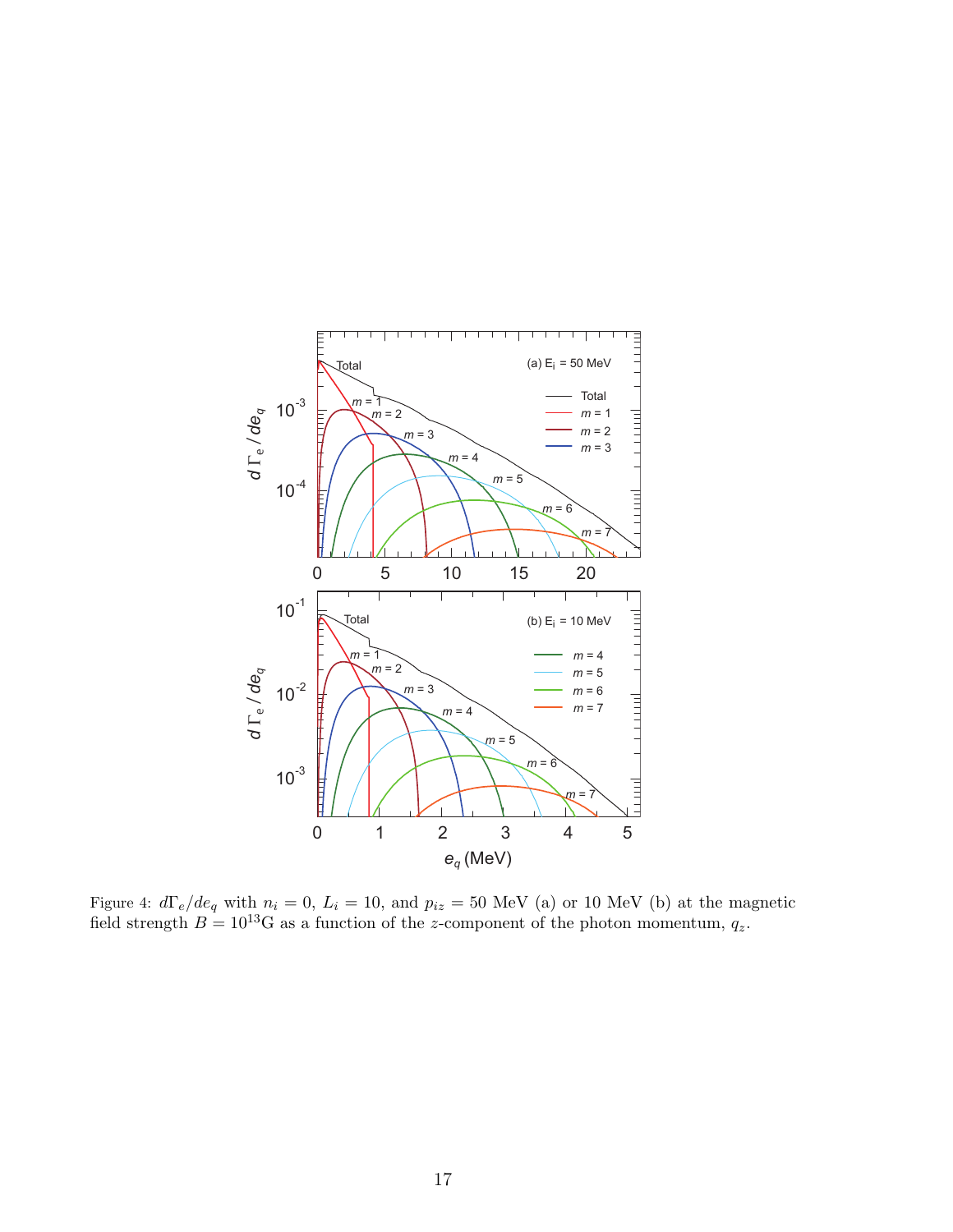Figure 4: $d\Gamma_e/de_q$ with $n_i = 0$, $L_i = 10$, and $p_{iz} = 50$ MeV (a) or 10 MeV (b) at the magnetic field strength $B = 10^{13}$G as a function of the $z$-component of the photon momentum, $q_z$.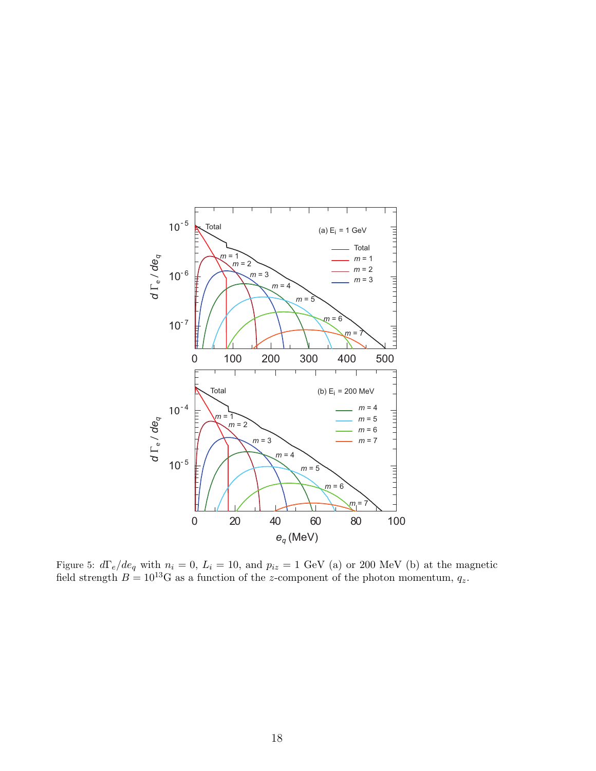Figure 5: $d\Gamma_e/de_q$ with $n_i = 0$, $L_i = 10$, and $p_{iz} = 1$ GeV (a) or 200 MeV (b) at the magnetic field strength $B = 10^{13}$G as a function of the $z$-component of the photon momentum, $q_z$.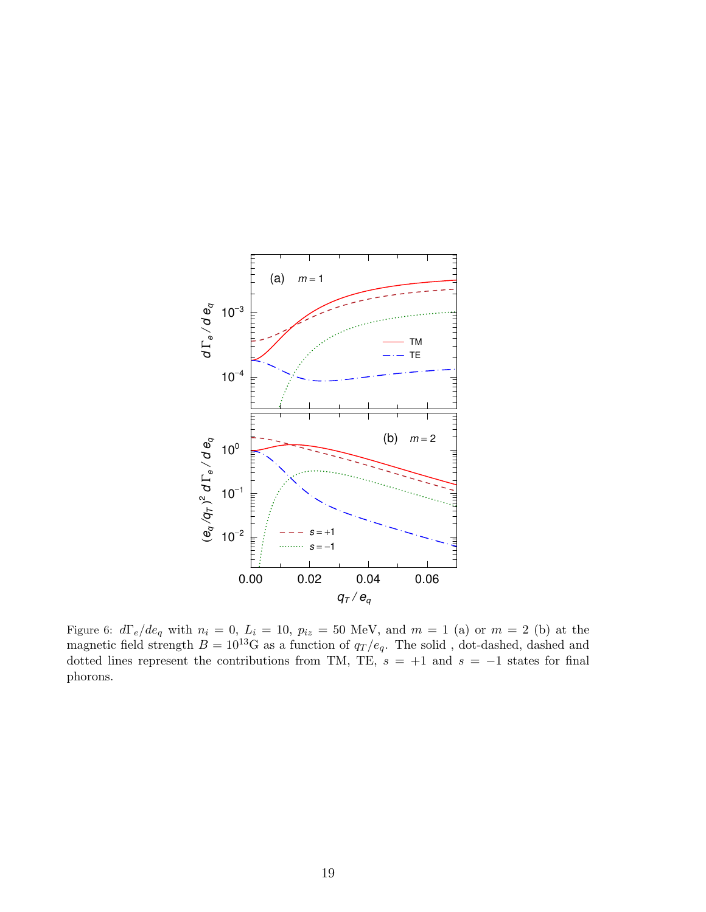(a) $m = 1$

$d\,\Gamma_e\,/\,d\,e_q$

$10^{-3}$

$10^{-4}$

TM

TE

(b) $m = 2$

$(e_q/q_T)^2\,d\,\Gamma_e\,/\,d\,e_q$

$10^{0}$

$10^{-1}$

$10^{-2}$

$s = +1$

$s = -1$

0.00 0.02 0.04 0.06

$q_T\,/\,e_q$

Figure 6: $d\Gamma_e/de_q$ with $n_i = 0$, $L_i = 10$, $p_{iz} = 50$ MeV, and $m = 1$ (a) or $m = 2$ (b) at the magnetic field strength $B = 10^{13}$G as a function of $q_T/e_q$. The solid , dot-dashed, dashed and dotted lines represent the contributions from TM, TE, $s = +1$ and $s = -1$ states for final phorons.